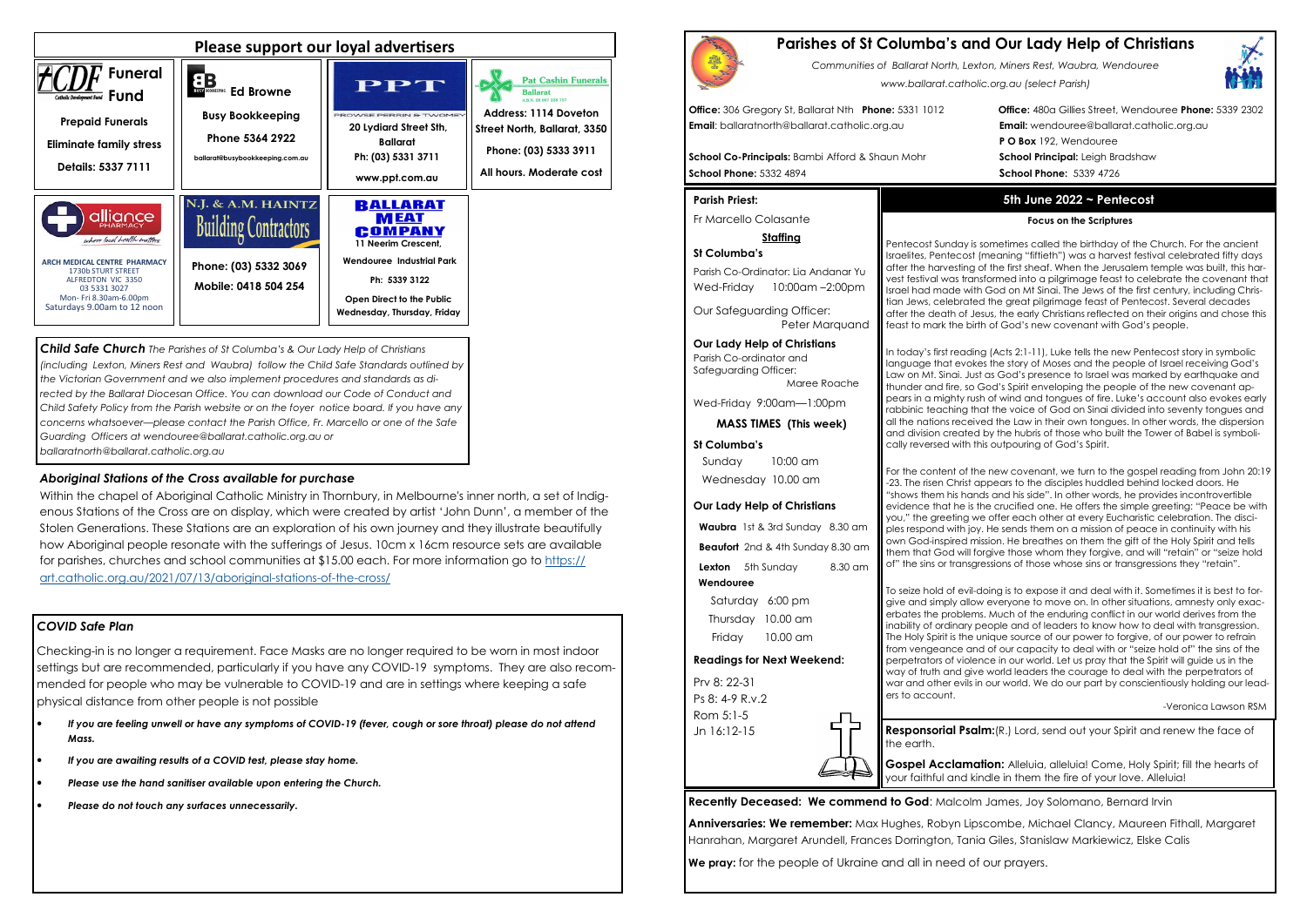## Please support our loyal advertisers

**CDF Funeral Fund**
Catholic Development Fund

Prepaid Funerals

Eliminate family stress

Details: 5337 7111

**Ed Browne**
Busy Bookkeeping

Busy Bookkeeping

Phone 5364 2922

ballarat@busybookkeeping.com.au

**PPT**
PROWSE PERRIN & TWOMEY

20 Lydiard Street Sth, Ballarat

Ph: (03) 5331 3711

www.ppt.com.au

**Pat Cashin Funerals**
Ballarat

Address: 1114 Doveton Street North, Ballarat, 3350

Phone: (03) 5333 3911

All hours. Moderate cost

**alliance PHARMACY**
where local health matters

ARCH MEDICAL CENTRE PHARMACY
1730b STURT STREET
ALFREDTON VIC 3350
03 5331 3027
Mon- Fri 8.30am-6.00pm
Saturdays 9.00am to 12 noon

**N.J. & A.M. HAINTZ**
Building Contractors

Phone: (03) 5332 3069

Mobile: 0418 504 254

**BALLARAT MEAT COMPANY**

11 Neerim Crescent,

Wendouree Industrial Park

Ph: 5339 3122

Open Direct to the Public
Wednesday, Thursday, Friday

***Child Safe Church*** *The Parishes of St Columba's & Our Lady Help of Christians (including Lexton, Miners Rest and Waubra) follow the Child Safe Standards outlined by the Victorian Government and we also implement procedures and standards as directed by the Ballarat Diocesan Office. You can download our Code of Conduct and Child Safety Policy from the Parish website or on the foyer notice board. If you have any concerns whatsoever—please contact the Parish Office, Fr. Marcello or one of the Safe Guarding Officers at wendouree@ballarat.catholic.org.au or ballaratnorth@ballarat.catholic.org.au*

### *Aboriginal Stations of the Cross available for purchase*

Within the chapel of Aboriginal Catholic Ministry in Thornbury, in Melbourne's inner north, a set of Indigenous Stations of the Cross are on display, which were created by artist 'John Dunn', a member of the Stolen Generations. These Stations are an exploration of his own journey and they illustrate beautifully how Aboriginal people resonate with the sufferings of Jesus. 10cm x 16cm resource sets are available for parishes, churches and school communities at $15.00 each. For more information go to https://art.catholic.org.au/2021/07/13/aboriginal-stations-of-the-cross/

### *COVID Safe Plan*

Checking-in is no longer a requirement. Face Masks are no longer required to be worn in most indoor settings but are recommended, particularly if you have any COVID-19 symptoms. They are also recommended for people who may be vulnerable to COVID-19 and are in settings where keeping a safe physical distance from other people is not possible

- ***If you are feeling unwell or have any symptoms of COVID-19 (fever, cough or sore throat) please do not attend Mass.***
- ***If you are awaiting results of a COVID test, please stay home.***
- ***Please use the hand sanitiser available upon entering the Church.***
- ***Please do not touch any surfaces unnecessarily.***

# Parishes of St Columba's and Our Lady Help of Christians

*Communities of Ballarat North, Lexton, Miners Rest, Waubra, Wendouree*

*www.ballarat.catholic.org.au (select Parish)*

**Office:** 306 Gregory St, Ballarat Nth **Phone:** 5331 1012
**Email**: ballaratnorth@ballarat.catholic.org.au

**School Co-Principals:** Bambi Afford & Shaun Mohr
**School Phone:** 5332 4894

**Office:** 480a Gillies Street, Wendouree **Phone:** 5339 2302
**Email:** wendouree@ballarat.catholic.org.au
**P O Box** 192, Wendouree
**School Principal:** Leigh Bradshaw
**School Phone:** 5339 4726

**Parish Priest:**

Fr Marcello Colasante

**Staffing**

**St Columba's**

Parish Co-Ordinator: Lia Andanar Yu
Wed-Friday 10:00am –2:00pm

Our Safeguarding Officer: Peter Marquand

**Our Lady Help of Christians**
Parish Co-ordinator and Safeguarding Officer: Maree Roache

Wed-Friday 9:00am—1:00pm

**MASS TIMES (This week)**

**St Columba's**

Sunday 10:00 am
Wednesday 10.00 am

**Our Lady Help of Christians**

**Waubra** 1st & 3rd Sunday 8.30 am
**Beaufort** 2nd & 4th Sunday 8.30 am
**Lexton** 5th Sunday 8.30 am

**Wendouree**

Saturday 6:00 pm
Thursday 10.00 am
Friday 10.00 am

**Readings for Next Weekend:**

Prv 8: 22-31
Ps 8: 4-9 R.v.2
Rom 5:1-5
Jn 16:12-15

## 5th June 2022 ~ Pentecost

**Focus on the Scriptures**

Pentecost Sunday is sometimes called the birthday of the Church. For the ancient Israelites, Pentecost (meaning "fiftieth") was a harvest festival celebrated fifty days after the harvesting of the first sheaf. When the Jerusalem temple was built, this harvest festival was transformed into a pilgrimage feast to celebrate the covenant that Israel had made with God on Mt Sinai. The Jews of the first century, including Christian Jews, celebrated the great pilgrimage feast of Pentecost. Several decades after the death of Jesus, the early Christians reflected on their origins and chose this feast to mark the birth of God's new covenant with God's people.

In today's first reading (Acts 2:1-11), Luke tells the new Pentecost story in symbolic language that evokes the story of Moses and the people of Israel receiving God's Law on Mt. Sinai. Just as God's presence to Israel was marked by earthquake and thunder and fire, so God's Spirit enveloping the people of the new covenant appears in a mighty rush of wind and tongues of fire. Luke's account also evokes early rabbinic teaching that the voice of God on Sinai divided into seventy tongues and all the nations received the Law in their own tongues. In other words, the dispersion and division created by the hubris of those who built the Tower of Babel is symbolically reversed with this outpouring of God's Spirit.

For the content of the new covenant, we turn to the gospel reading from John 20:19-23. The risen Christ appears to the disciples huddled behind locked doors. He "shows them his hands and his side". In other words, he provides incontrovertible evidence that he is the crucified one. He offers the simple greeting: "Peace be with you," the greeting we offer each other at every Eucharistic celebration. The disciples respond with joy. He sends them on a mission of peace in continuity with his own God-inspired mission. He breathes on them the gift of the Holy Spirit and tells them that God will forgive those whom they forgive, and will "retain" or "seize hold of" the sins or transgressions of those whose sins or transgressions they "retain".

To seize hold of evil-doing is to expose it and deal with it. Sometimes it is best to forgive and simply allow everyone to move on. In other situations, amnesty only exacerbates the problems. Much of the enduring conflict in our world derives from the inability of ordinary people and of leaders to know how to deal with transgression. The Holy Spirit is the unique source of our power to forgive, of our power to refrain from vengeance and of our capacity to deal with or "seize hold of" the sins of the perpetrators of violence in our world. Let us pray that the Spirit will guide us in the way of truth and give world leaders the courage to deal with the perpetrators of war and other evils in our world. We do our part by conscientiously holding our leaders to account.

-Veronica Lawson RSM

**Responsorial Psalm:**(R.) Lord, send out your Spirit and renew the face of the earth.

**Gospel Acclamation:** Alleluia, alleluia! Come, Holy Spirit; fill the hearts of your faithful and kindle in them the fire of your love. Alleluia!

**Recently Deceased: We commend to God**: Malcolm James, Joy Solomano, Bernard Irvin

**Anniversaries: We remember:** Max Hughes, Robyn Lipscombe, Michael Clancy, Maureen Fithall, Margaret Hanrahan, Margaret Arundell, Frances Dorrington, Tania Giles, Stanislaw Markiewicz, Elske Calis

**We pray:** for the people of Ukraine and all in need of our prayers.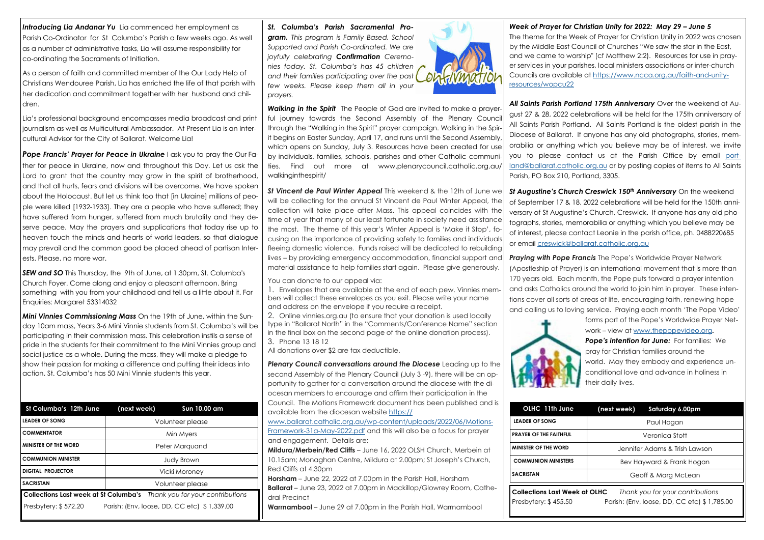***Introducing Lia Andanar Yu*** Lia commenced her employment as Parish Co-Ordinator for St Columba's Parish a few weeks ago. As well as a number of administrative tasks, Lia will assume responsibility for co-ordinating the Sacraments of Initiation.

As a person of faith and committed member of the Our Lady Help of Christians Wendouree Parish, Lia has enriched the life of that parish with her dedication and commitment together with her husband and children.

Lia's professional background encompasses media broadcast and print journalism as well as Multicultural Ambassador. At Present Lia is an Intercultural Advisor for the City of Ballarat. Welcome Lia!

***Pope Francis' Prayer for Peace in Ukraine*** I ask you to pray the Our Father for peace in Ukraine, now and throughout this Day. Let us ask the Lord to grant that the country may grow in the spirit of brotherhood, and that all hurts, fears and divisions will be overcome. We have spoken about the Holocaust. But let us think too that [in Ukraine] millions of people were killed [1932-1933]. They are a people who have suffered; they have suffered from hunger, suffered from much brutality and they deserve peace. May the prayers and supplications that today rise up to heaven touch the minds and hearts of world leaders, so that dialogue may prevail and the common good be placed ahead of partisan Interests. Please, no more war.

***SEW and SO*** This Thursday, the 9th of June, at 1.30pm, St. Columba's Church Foyer. Come along and enjoy a pleasant afternoon. Bring something with you from your childhood and tell us a little about it. For Enquiries: Margaret 53314032

***Mini Vinnies Commissioning Mass*** On the 19th of June, within the Sunday 10am mass, Years 3-6 Mini Vinnie students from St. Columba's will be participating in their commission mass. This celebration instils a sense of pride in the students for their commitment to the Mini Vinnies group and social justice as a whole. During the mass, they will make a pledge to show their passion for making a difference and putting their ideas into action. St. Columba's has 50 Mini Vinnie students this year.

| St Columba's 12th June (next week) Sun 10.00 am | |
|---|---|
| LEADER OF SONG | Volunteer please |
| COMMENTATOR | Min Myers |
| MINISTER OF THE WORD | Peter Marquand |
| COMMUNION MINISTER | Judy Brown |
| DIGITAL PROJECTOR | Vicki Moroney |
| SACRISTAN | Volunteer please |

**Collections Last week at St Columba's** *Thank you for your contributions*
Presbytery: $ 572.20 Parish: (Env, loose, DD, CC etc) $ 1,339.00

***St. Columba's Parish Sacramental Program.*** *This program is Family Based, School Supported and Parish Co-ordinated. We are joyfully celebrating **Confirmation** Ceremonies today. St. Columba's has 45 children and their families participating over the past few weeks. Please keep them all in your prayers.*

***Walking in the Spirit*** The People of God are invited to make a prayerful journey towards the Second Assembly of the Plenary Council through the "Walking in the Spirit" prayer campaign. Walking in the Spirit begins on Easter Sunday, April 17, and runs until the Second Assembly, which opens on Sunday, July 3. Resources have been created for use by individuals, families, schools, parishes and other Catholic communities. Find out more at www.plenarycouncil.catholic.org.au/walkinginthespirit/

***St Vincent de Paul Winter Appeal*** This weekend & the 12th of June we will be collecting for the annual St Vincent de Paul Winter Appeal, the collection will take place after Mass. This appeal coincides with the time of year that many of our least fortunate in society need assistance the most. The theme of this year's Winter Appeal is 'Make it Stop', focusing on the importance of providing safety to families and individuals fleeing domestic violence. Funds raised will be dedicated to rebuilding lives – by providing emergency accommodation, financial support and material assistance to help families start again. Please give generously.

You can donate to our appeal via:

1. Envelopes that are available at the end of each pew. Vinnies members will collect these envelopes as you exit. Please write your name and address on the envelope if you require a receipt.
2. Online vinnies.org.au (to ensure that your donation is used locally type in "Ballarat North" in the "Comments/Conference Name" section in the final box on the second page of the online donation process).
3. Phone 13 18 12

All donations over $2 are tax deductible.

***Plenary Council conversations around the Diocese*** Leading up to the second Assembly of the Plenary Council (July 3 -9), there will be an opportunity to gather for a conversation around the diocese with the diocesan members to encourage and affirm their participation in the Council. The Motions Framework document has been published and is available from the diocesan website https://www.ballarat.catholic.org.au/wp-content/uploads/2022/06/Motions-Framework-31a-May-2022.pdf and this will also be a focus for prayer and engagement. Details are:

**Mildura/Merbein/Red Cliffs** – June 16, 2022 OLSH Church, Merbein at 10.15am; Monaghan Centre, Mildura at 2.00pm; St Joseph's Church, Red Cliffs at 4.30pm
**Horsham** – June 22, 2022 at 7.00pm in the Parish Hall, Horsham
**Ballarat** – June 23, 2022 at 7.00pm in Mackillop/Glowrey Room, Cathedral Precinct
**Warrnambool** – June 29 at 7.00pm in the Parish Hall, Warrnambool

***Week of Prayer for Christian Unity for 2022: May 29 – June 5***
The theme for the Week of Prayer for Christian Unity in 2022 was chosen by the Middle East Council of Churches "We saw the star in the East, and we came to worship" (cf Matthew 2:2). Resources for use in prayer services in your parishes, local ministers associations or inter-church Councils are available at https://www.ncca.org.au/faith-and-unity-resources/wopcu22

***All Saints Parish Portland 175th Anniversary*** Over the weekend of August 27 & 28, 2022 celebrations will be held for the 175th anniversary of All Saints Parish Portland. All Saints Portland is the oldest parish in the Diocese of Ballarat. If anyone has any old photographs, stories, memorabilia or anything which you believe may be of interest, we invite you to please contact us at the Parish Office by email portland@ballarat.catholic.org.au or by posting copies of items to All Saints Parish, PO Box 210, Portland, 3305.

***St Augustine's Church Creswick 150th Anniversary*** On the weekend of September 17 & 18, 2022 celebrations will be held for the 150th anniversary of St Augustine's Church, Creswick. If anyone has any old photographs, stories, memorabilia or anything which you believe may be of interest, please contact Leonie in the parish office, ph. 0488220685 or email creswick@ballarat.catholic.org.au

***Praying with Pope Francis*** The Pope's Worldwide Prayer Network (Apostleship of Prayer) is an international movement that is more than 170 years old. Each month, the Pope puts forward a prayer intention and asks Catholics around the world to join him in prayer. These intentions cover all sorts of areas of life, encouraging faith, renewing hope and calling us to loving service. Praying each month 'The Pope Video' forms part of the Pope's Worldwide Prayer Network – view at www.thepopevideo.org.
***Pope's intention for June:*** For families: We pray for Christian families around the world. May they embody and experience unconditional love and advance in holiness in their daily lives.

| OLHC 11th June (next week) Saturday 6.00pm | |
|---|---|
| LEADER OF SONG | Paul Hogan |
| PRAYER OF THE FAITHFUL | Veronica Stott |
| MINISTER OF THE WORD | Jennifer Adams & Trish Lawson |
| COMMUNION MINISTERS | Bev Hayward & Frank Hogan |
| SACRISTAN | Geoff & Marg McLean |

**Collections Last Week at OLHC** *Thank you for your contributions*
Presbytery: $ 455.50 Parish: (Env, loose, DD, CC etc) $ 1,785.00